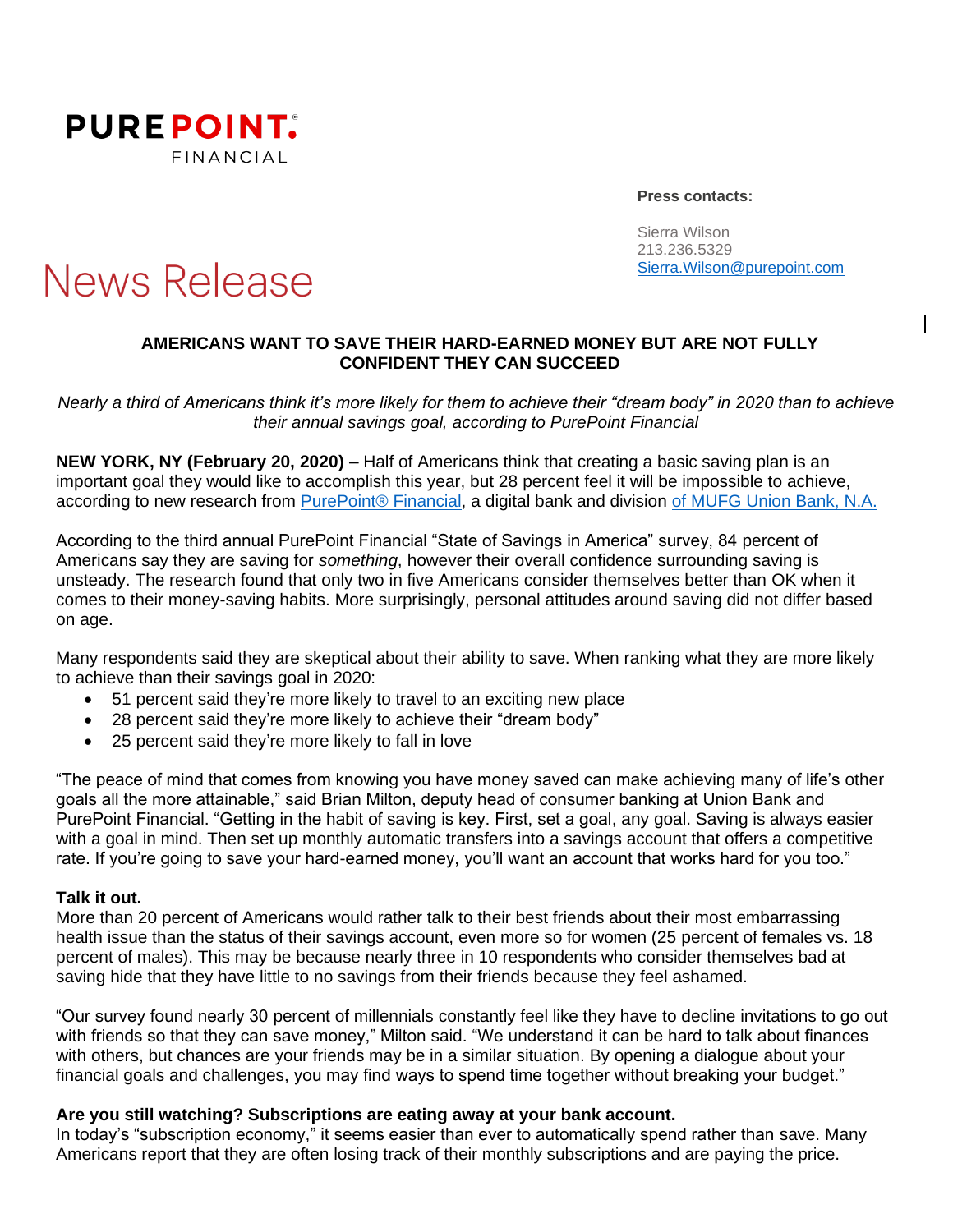**PUREPOINT.®**
FINANCIAL

**Press contacts:**

Sierra Wilson
213.236.5329
Sierra.Wilson@purepoint.com

# News Release

## AMERICANS WANT TO SAVE THEIR HARD-EARNED MONEY BUT ARE NOT FULLY CONFIDENT THEY CAN SUCCEED

*Nearly a third of Americans think it's more likely for them to achieve their "dream body" in 2020 than to achieve their annual savings goal, according to PurePoint Financial*

**NEW YORK, NY (February 20, 2020)** – Half of Americans think that creating a basic saving plan is an important goal they would like to accomplish this year, but 28 percent feel it will be impossible to achieve, according to new research from PurePoint® Financial, a digital bank and division of MUFG Union Bank, N.A.

According to the third annual PurePoint Financial "State of Savings in America" survey, 84 percent of Americans say they are saving for *something*, however their overall confidence surrounding saving is unsteady. The research found that only two in five Americans consider themselves better than OK when it comes to their money-saving habits. More surprisingly, personal attitudes around saving did not differ based on age.

Many respondents said they are skeptical about their ability to save. When ranking what they are more likely to achieve than their savings goal in 2020:

- 51 percent said they're more likely to travel to an exciting new place
- 28 percent said they're more likely to achieve their "dream body"
- 25 percent said they're more likely to fall in love

"The peace of mind that comes from knowing you have money saved can make achieving many of life's other goals all the more attainable," said Brian Milton, deputy head of consumer banking at Union Bank and PurePoint Financial. "Getting in the habit of saving is key. First, set a goal, any goal. Saving is always easier with a goal in mind. Then set up monthly automatic transfers into a savings account that offers a competitive rate. If you're going to save your hard-earned money, you'll want an account that works hard for you too."

**Talk it out.**

More than 20 percent of Americans would rather talk to their best friends about their most embarrassing health issue than the status of their savings account, even more so for women (25 percent of females vs. 18 percent of males). This may be because nearly three in 10 respondents who consider themselves bad at saving hide that they have little to no savings from their friends because they feel ashamed.

"Our survey found nearly 30 percent of millennials constantly feel like they have to decline invitations to go out with friends so that they can save money," Milton said. "We understand it can be hard to talk about finances with others, but chances are your friends may be in a similar situation. By opening a dialogue about your financial goals and challenges, you may find ways to spend time together without breaking your budget."

**Are you still watching? Subscriptions are eating away at your bank account.**

In today's "subscription economy," it seems easier than ever to automatically spend rather than save. Many Americans report that they are often losing track of their monthly subscriptions and are paying the price.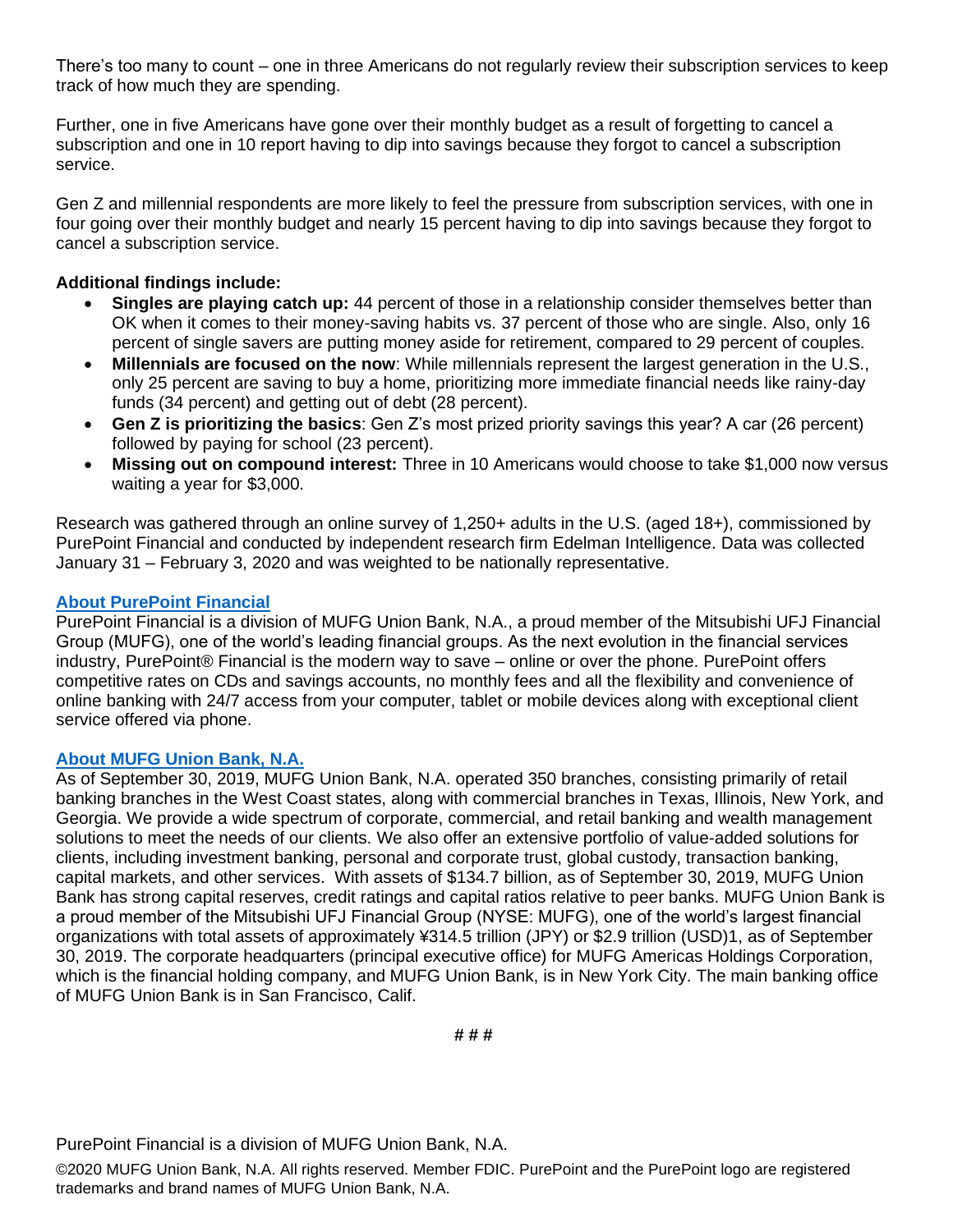There's too many to count – one in three Americans do not regularly review their subscription services to keep track of how much they are spending.

Further, one in five Americans have gone over their monthly budget as a result of forgetting to cancel a subscription and one in 10 report having to dip into savings because they forgot to cancel a subscription service.

Gen Z and millennial respondents are more likely to feel the pressure from subscription services, with one in four going over their monthly budget and nearly 15 percent having to dip into savings because they forgot to cancel a subscription service.

**Additional findings include:**

- **Singles are playing catch up:** 44 percent of those in a relationship consider themselves better than OK when it comes to their money-saving habits vs. 37 percent of those who are single. Also, only 16 percent of single savers are putting money aside for retirement, compared to 29 percent of couples.
- **Millennials are focused on the now**: While millennials represent the largest generation in the U.S., only 25 percent are saving to buy a home, prioritizing more immediate financial needs like rainy-day funds (34 percent) and getting out of debt (28 percent).
- **Gen Z is prioritizing the basics**: Gen Z's most prized priority savings this year? A car (26 percent) followed by paying for school (23 percent).
- **Missing out on compound interest:** Three in 10 Americans would choose to take $1,000 now versus waiting a year for $3,000.

Research was gathered through an online survey of 1,250+ adults in the U.S. (aged 18+), commissioned by PurePoint Financial and conducted by independent research firm Edelman Intelligence. Data was collected January 31 – February 3, 2020 and was weighted to be nationally representative.

**About PurePoint Financial**

PurePoint Financial is a division of MUFG Union Bank, N.A., a proud member of the Mitsubishi UFJ Financial Group (MUFG), one of the world's leading financial groups. As the next evolution in the financial services industry, PurePoint® Financial is the modern way to save – online or over the phone. PurePoint offers competitive rates on CDs and savings accounts, no monthly fees and all the flexibility and convenience of online banking with 24/7 access from your computer, tablet or mobile devices along with exceptional client service offered via phone.

**About MUFG Union Bank, N.A.**

As of September 30, 2019, MUFG Union Bank, N.A. operated 350 branches, consisting primarily of retail banking branches in the West Coast states, along with commercial branches in Texas, Illinois, New York, and Georgia. We provide a wide spectrum of corporate, commercial, and retail banking and wealth management solutions to meet the needs of our clients. We also offer an extensive portfolio of value-added solutions for clients, including investment banking, personal and corporate trust, global custody, transaction banking, capital markets, and other services. With assets of $134.7 billion, as of September 30, 2019, MUFG Union Bank has strong capital reserves, credit ratings and capital ratios relative to peer banks. MUFG Union Bank is a proud member of the Mitsubishi UFJ Financial Group (NYSE: MUFG), one of the world's largest financial organizations with total assets of approximately ¥314.5 trillion (JPY) or $2.9 trillion (USD)1, as of September 30, 2019. The corporate headquarters (principal executive office) for MUFG Americas Holdings Corporation, which is the financial holding company, and MUFG Union Bank, is in New York City. The main banking office of MUFG Union Bank is in San Francisco, Calif.

# # #

PurePoint Financial is a division of MUFG Union Bank, N.A.

©2020 MUFG Union Bank, N.A. All rights reserved. Member FDIC. PurePoint and the PurePoint logo are registered trademarks and brand names of MUFG Union Bank, N.A.